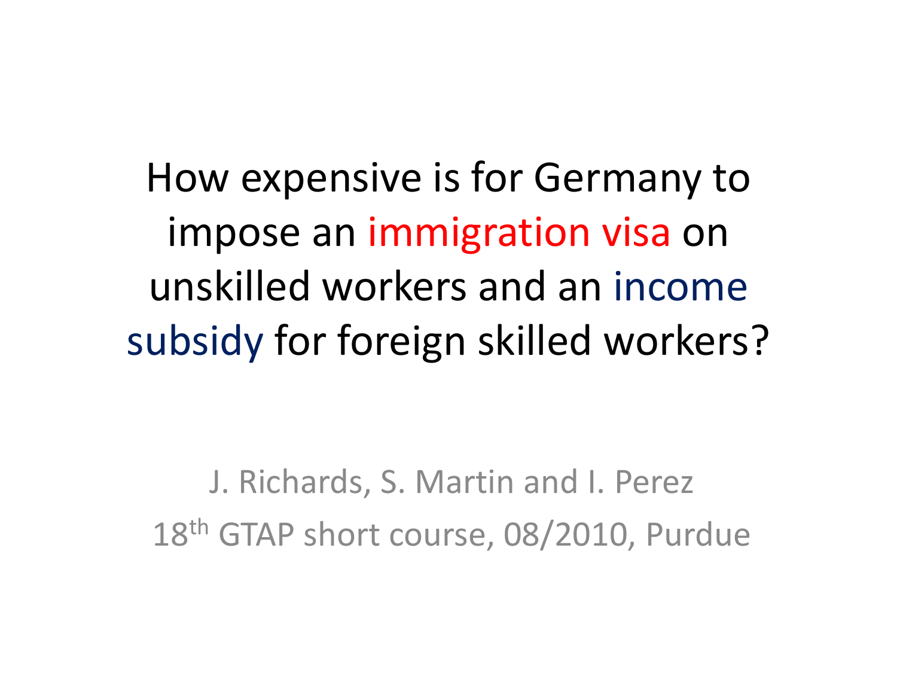# How expensive is for Germany to impose an immigration visa on unskilled workers and an income subsidy for foreign skilled workers?

J. Richards, S. Martin and I. Perez

18th GTAP short course, 08/2010, Purdue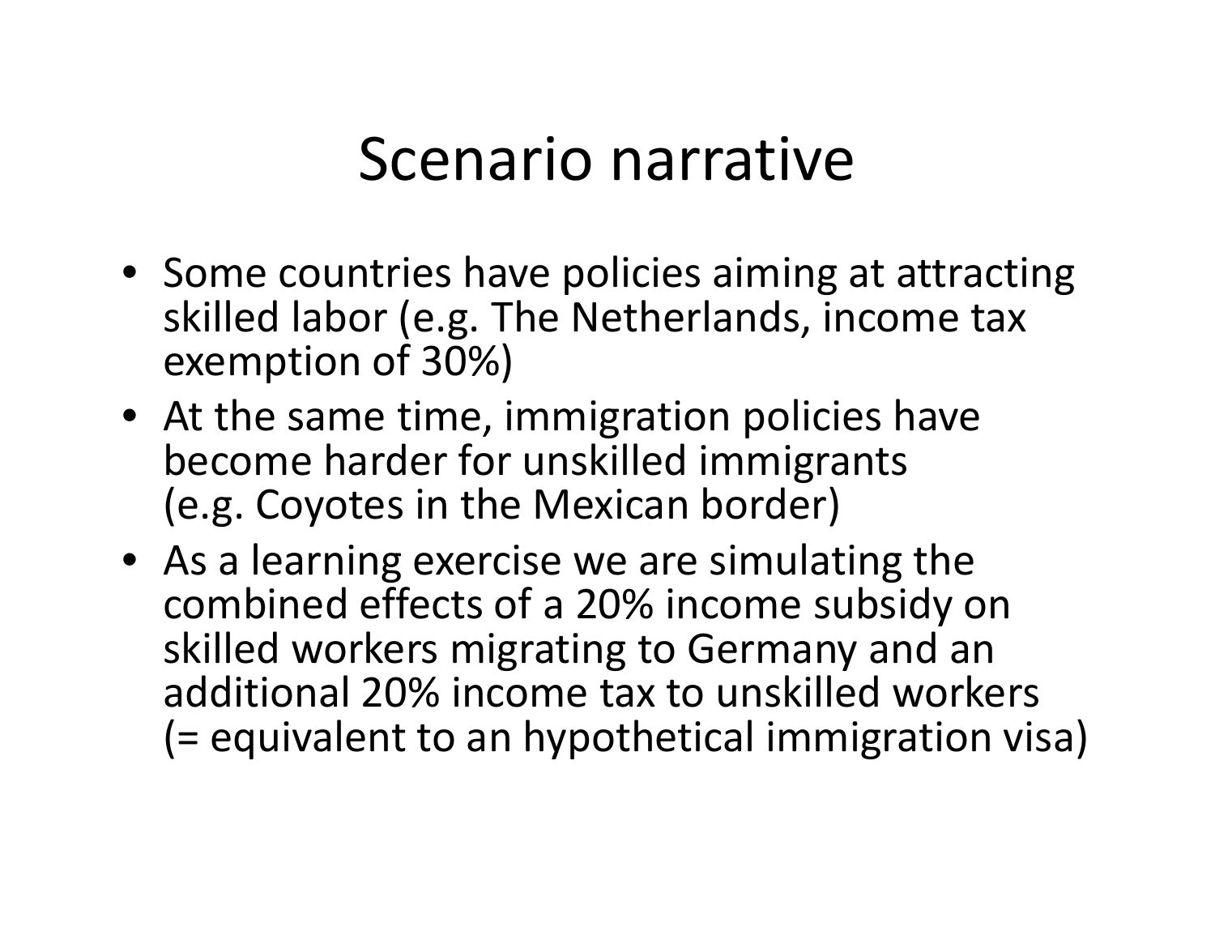# Scenario narrative

- Some countries have policies aiming at attracting skilled labor (e.g. The Netherlands, income tax exemption of 30%)
- At the same time, immigration policies have become harder for unskilled immigrants (e.g. Coyotes in the Mexican border)
- As a learning exercise we are simulating the combined effects of a 20% income subsidy on skilled workers migrating to Germany and an additional 20% income tax to unskilled workers (= equivalent to an hypothetical immigration visa)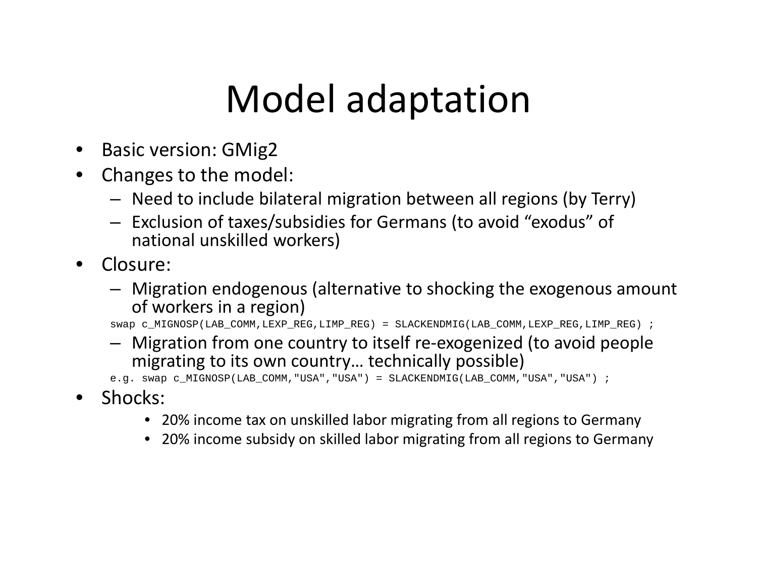# Model adaptation

- Basic version: GMig2
- Changes to the model:
  - Need to include bilateral migration between all regions (by Terry)
  - Exclusion of taxes/subsidies for Germans (to avoid "exodus" of national unskilled workers)
- Closure:
  - Migration endogenous (alternative to shocking the exogenous amount of workers in a region)

```
swap c_MIGNOSP(LAB_COMM,LEXP_REG,LIMP_REG) = SLACKENDMIG(LAB_COMM,LEXP_REG,LIMP_REG) ;
```

  - Migration from one country to itself re-exogenized (to avoid people migrating to its own country… technically possible)

```
e.g. swap c_MIGNOSP(LAB_COMM,"USA","USA") = SLACKENDMIG(LAB_COMM,"USA","USA") ;
```

- Shocks:
  - 20% income tax on unskilled labor migrating from all regions to Germany
  - 20% income subsidy on skilled labor migrating from all regions to Germany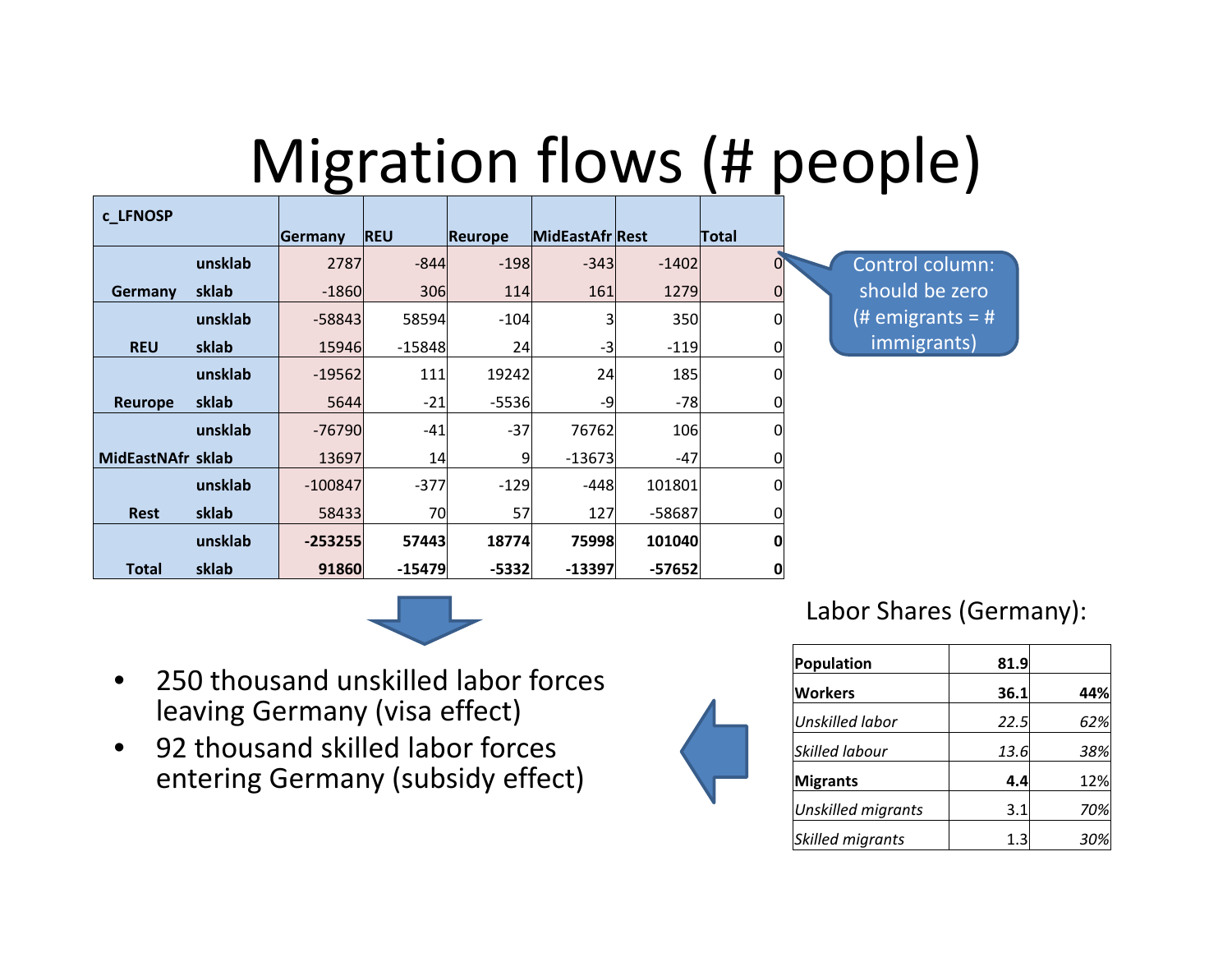# Migration flows (# people)

| c_LFNOSP | | Germany | REU | Reurope | MidEastAfr | Rest | Total |
|---|---|---|---|---|---|---|---|
| Germany | unsklab | 2787 | -844 | -198 | -343 | -1402 | 0 |
| | sklab | -1860 | 306 | 114 | 161 | 1279 | 0 |
| REU | unsklab | -58843 | 58594 | -104 | 3 | 350 | 0 |
| | sklab | 15946 | -15848 | 24 | -3 | -119 | 0 |
| Reurope | unsklab | -19562 | 111 | 19242 | 24 | 185 | 0 |
| | sklab | 5644 | -21 | -5536 | -9 | -78 | 0 |
| MidEastNAfr | unsklab | -76790 | -41 | -37 | 76762 | 106 | 0 |
| | sklab | 13697 | 14 | 9 | -13673 | -47 | 0 |
| Rest | unsklab | -100847 | -377 | -129 | -448 | 101801 | 0 |
| | sklab | 58433 | 70 | 57 | 127 | -58687 | 0 |
| **Total** | **unsklab** | **-253255** | **57443** | **18774** | **75998** | **101040** | **0** |
| | **sklab** | **91860** | **-15479** | **-5332** | **-13397** | **-57652** | **0** |

Control column: should be zero (# emigrants = # immigrants)

- 250 thousand unskilled labor forces leaving Germany (visa effect)
- 92 thousand skilled labor forces entering Germany (subsidy effect)

Labor Shares (Germany):

| | | |
|---|---|---|
| **Population** | **81.9** | |
| **Workers** | **36.1** | **44%** |
| *Unskilled labor* | *22.5* | *62%* |
| *Skilled labour* | *13.6* | *38%* |
| **Migrants** | **4.4** | 12% |
| *Unskilled migrants* | 3.1 | *70%* |
| *Skilled migrants* | 1.3 | *30%* |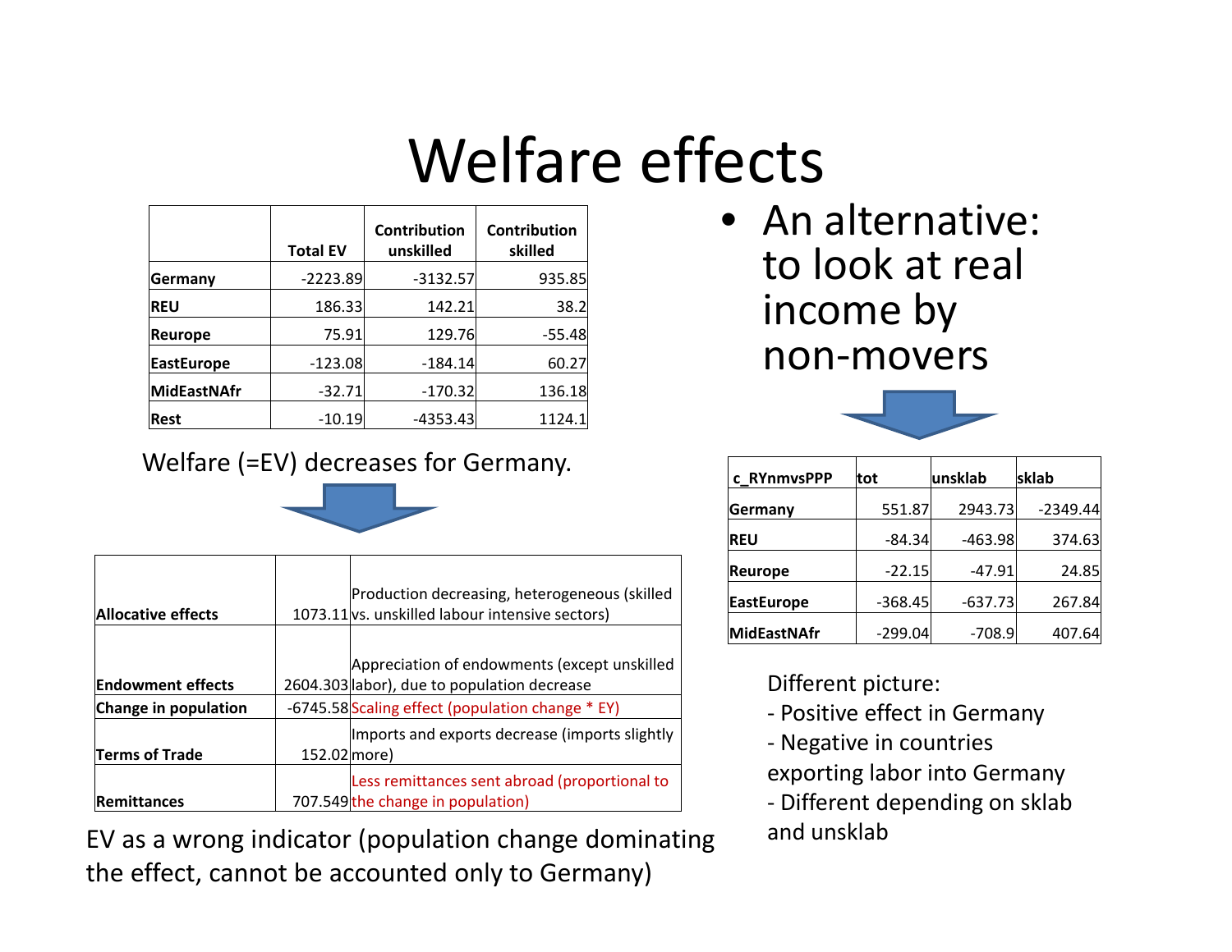# Welfare effects

|  | Total EV | Contribution unskilled | Contribution skilled |
|---|---|---|---|
| **Germany** | -2223.89 | -3132.57 | 935.85 |
| **REU** | 186.33 | 142.21 | 38.2 |
| **Reurope** | 75.91 | 129.76 | -55.48 |
| **EastEurope** | -123.08 | -184.14 | 60.27 |
| **MidEastNAfr** | -32.71 | -170.32 | 136.18 |
| **Rest** | -10.19 | -4353.43 | 1124.1 |

Welfare (=EV) decreases for Germany.

| | | |
|---|---|---|
| **Allocative effects** | 1073.11 | Production decreasing, heterogeneous (skilled vs. unskilled labour intensive sectors) |
| **Endowment effects** | 2604.303 | Appreciation of endowments (except unskilled labor), due to population decrease |
| **Change in population** | -6745.58 | Scaling effect (population change * EY) |
| **Terms of Trade** | 152.02 | Imports and exports decrease (imports slightly more) |
| **Remittances** | 707.549 | Less remittances sent abroad (proportional to the change in population) |

EV as a wrong indicator (population change dominating the effect, cannot be accounted only to Germany)

- An alternative: to look at real income by non-movers

| c_RYnmvsPPP | tot | unsklab | sklab |
|---|---|---|---|
| **Germany** | 551.87 | 2943.73 | -2349.44 |
| **REU** | -84.34 | -463.98 | 374.63 |
| **Reurope** | -22.15 | -47.91 | 24.85 |
| **EastEurope** | -368.45 | -637.73 | 267.84 |
| **MidEastNAfr** | -299.04 | -708.9 | 407.64 |

Different picture:

- Positive effect in Germany
- Negative in countries exporting labor into Germany
- Different depending on sklab and unsklab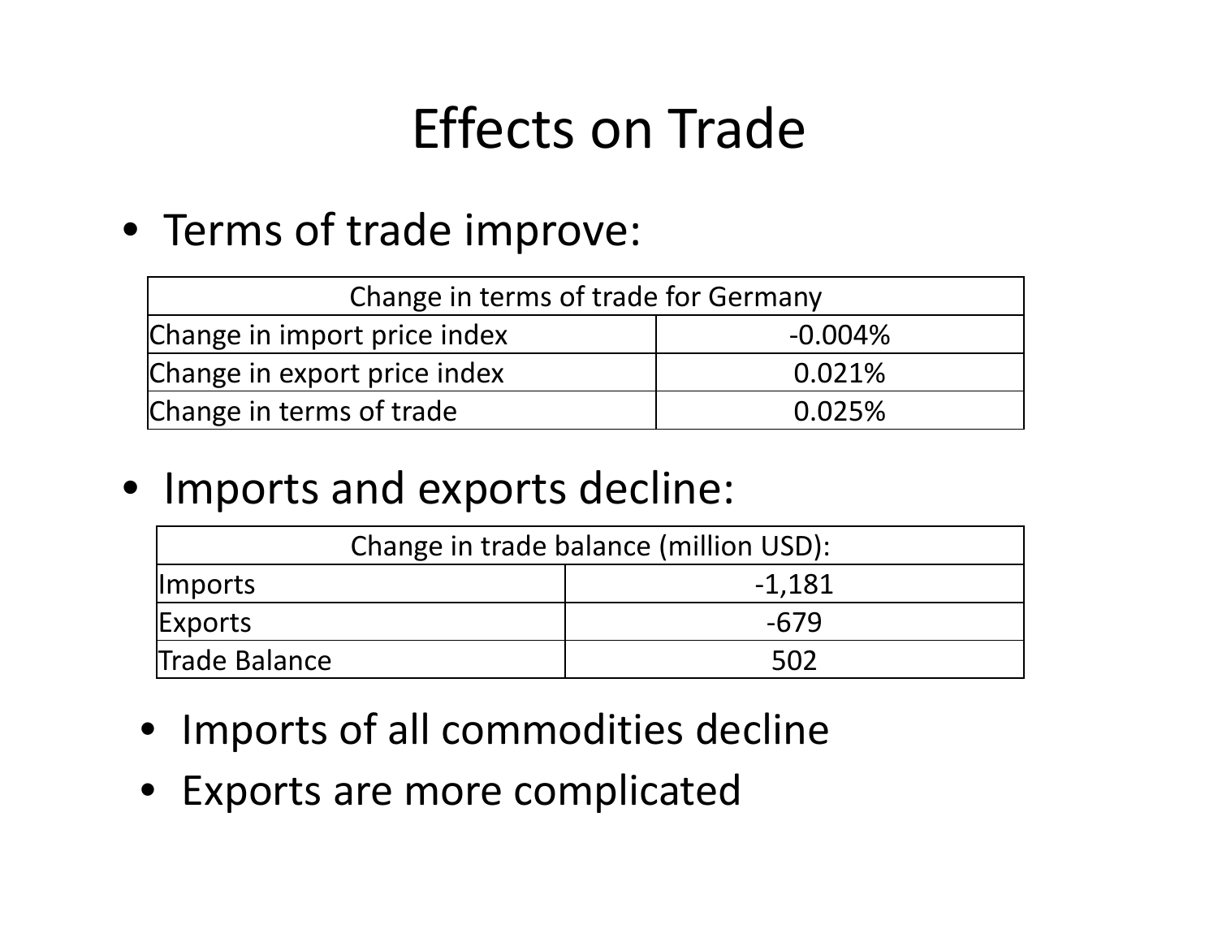# Effects on Trade

- Terms of trade improve:

| Change in terms of trade for Germany | |
|---|---|
| Change in import price index | -0.004% |
| Change in export price index | 0.021% |
| Change in terms of trade | 0.025% |

- Imports and exports decline:

| Change in trade balance (million USD): | |
|---|---|
| Imports | -1,181 |
| Exports | -679 |
| Trade Balance | 502 |

- Imports of all commodities decline
- Exports are more complicated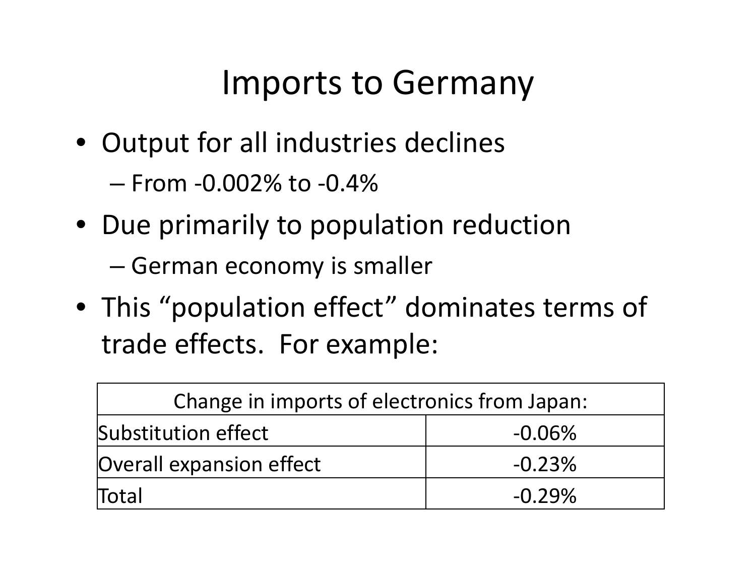# Imports to Germany

- Output for all industries declines
  - From -0.002% to -0.4%
- Due primarily to population reduction
  - German economy is smaller
- This “population effect” dominates terms of trade effects. For example:

| Change in imports of electronics from Japan: | |
|---|---|
| Substitution effect | -0.06% |
| Overall expansion effect | -0.23% |
| Total | -0.29% |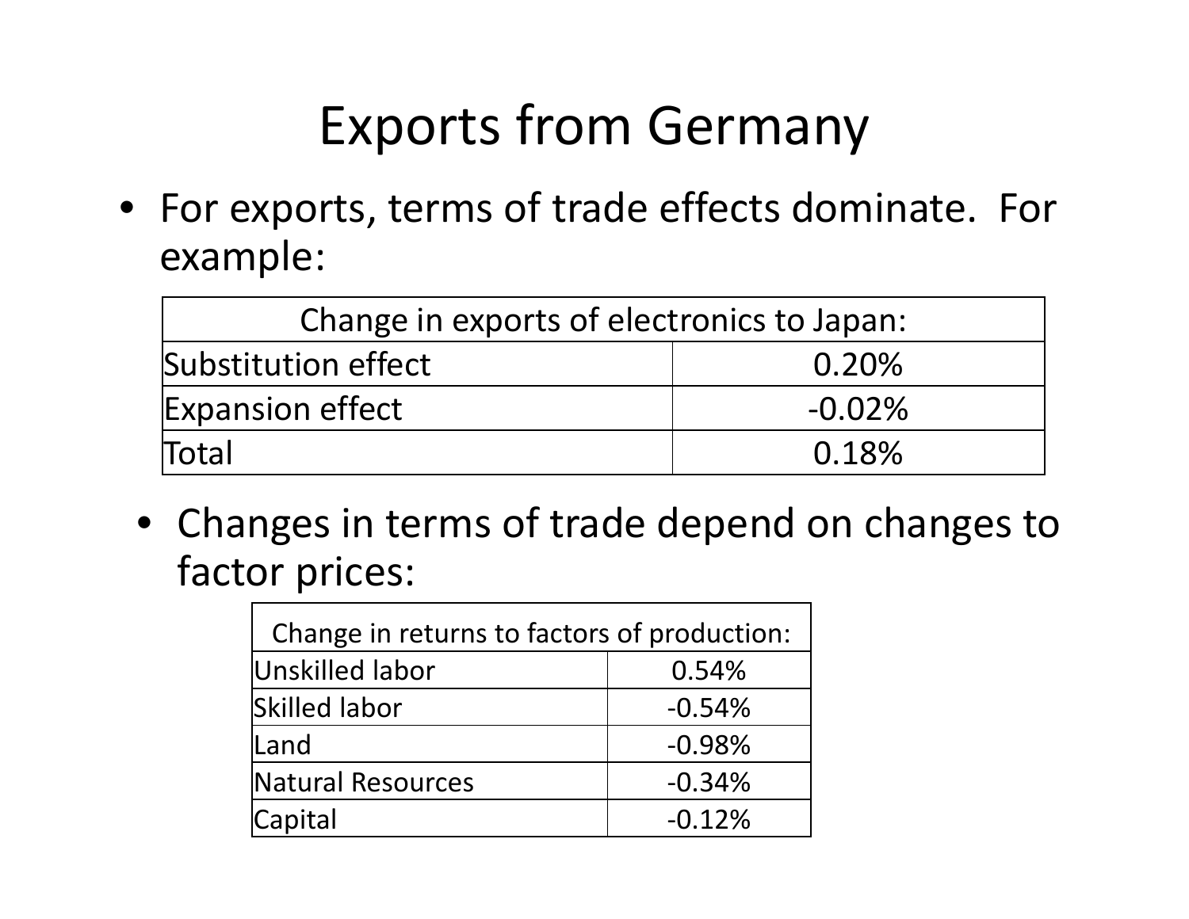# Exports from Germany

- For exports, terms of trade effects dominate. For example:

| Change in exports of electronics to Japan: | |
|---|---|
| Substitution effect | 0.20% |
| Expansion effect | -0.02% |
| Total | 0.18% |

- Changes in terms of trade depend on changes to factor prices:

| Change in returns to factors of production: | |
|---|---|
| Unskilled labor | 0.54% |
| Skilled labor | -0.54% |
| Land | -0.98% |
| Natural Resources | -0.34% |
| Capital | -0.12% |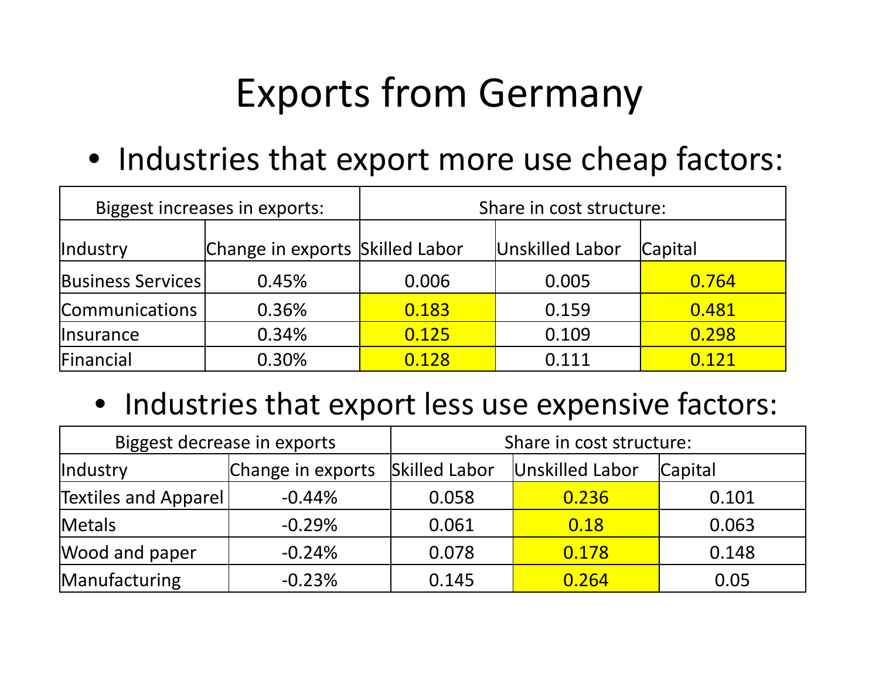# Exports from Germany

- Industries that export more use cheap factors:

| Biggest increases in exports: | | Share in cost structure: | | |
|---|---|---|---|---|
| Industry | Change in exports | Skilled Labor | Unskilled Labor | Capital |
| Business Services | 0.45% | 0.006 | 0.005 | 0.764 |
| Communications | 0.36% | 0.183 | 0.159 | 0.481 |
| Insurance | 0.34% | 0.125 | 0.109 | 0.298 |
| Financial | 0.30% | 0.128 | 0.111 | 0.121 |

- Industries that export less use expensive factors:

| Biggest decrease in exports | | Share in cost structure: | | |
|---|---|---|---|---|
| Industry | Change in exports | Skilled Labor | Unskilled Labor | Capital |
| Textiles and Apparel | -0.44% | 0.058 | 0.236 | 0.101 |
| Metals | -0.29% | 0.061 | 0.18 | 0.063 |
| Wood and paper | -0.24% | 0.078 | 0.178 | 0.148 |
| Manufacturing | -0.23% | 0.145 | 0.264 | 0.05 |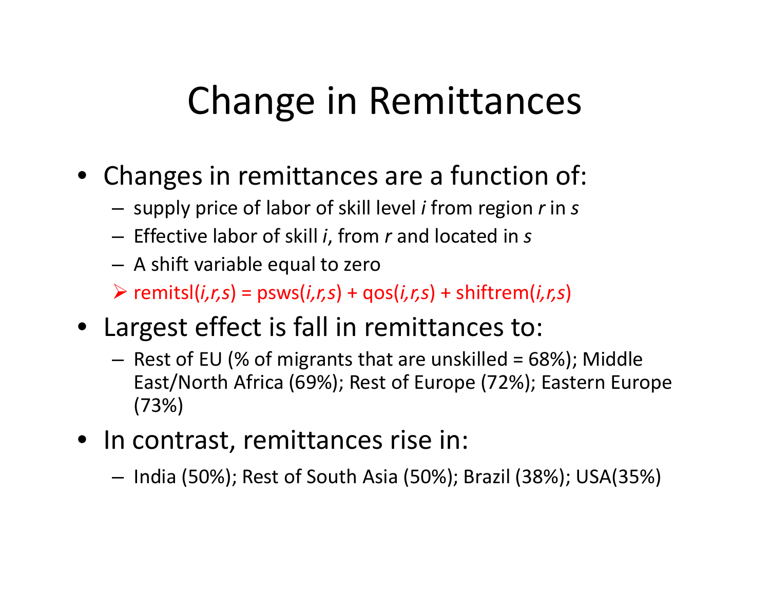# Change in Remittances

- Changes in remittances are a function of:
  - supply price of labor of skill level *i* from region *r* in *s*
  - Effective labor of skill *i*, from *r* and located in *s*
  - A shift variable equal to zero
  - ➢ remitsl(*i,r,s*) = psws(*i,r,s*) + qos(*i,r,s*) + shiftrem(*i,r,s*)
- Largest effect is fall in remittances to:
  - Rest of EU (% of migrants that are unskilled = 68%); Middle East/North Africa (69%); Rest of Europe (72%); Eastern Europe (73%)
- In contrast, remittances rise in:
  - India (50%); Rest of South Asia (50%); Brazil (38%); USA(35%)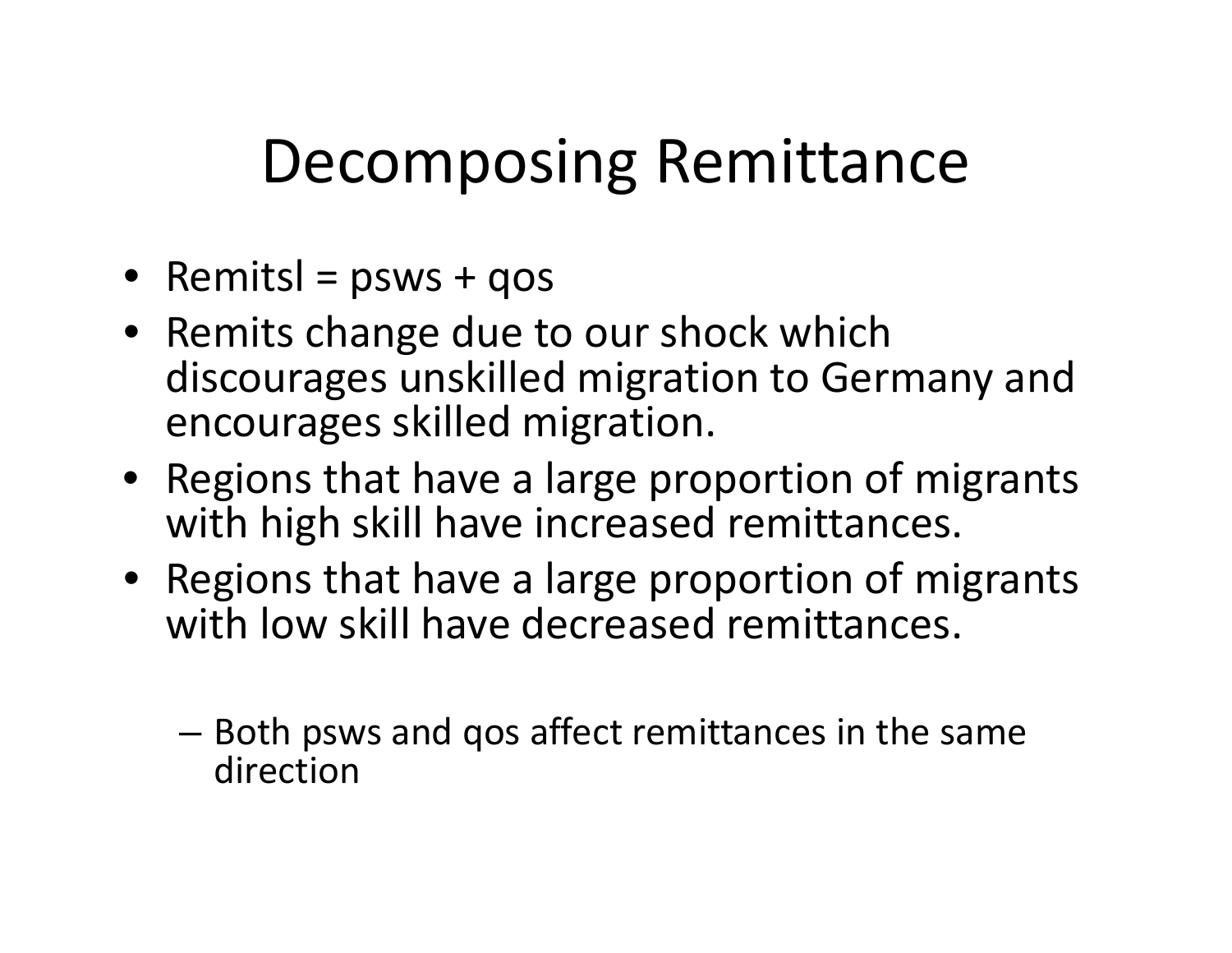# Decomposing Remittance

- Remitsl = psws + qos
- Remits change due to our shock which discourages unskilled migration to Germany and encourages skilled migration.
- Regions that have a large proportion of migrants with high skill have increased remittances.
- Regions that have a large proportion of migrants with low skill have decreased remittances.
  - Both psws and qos affect remittances in the same direction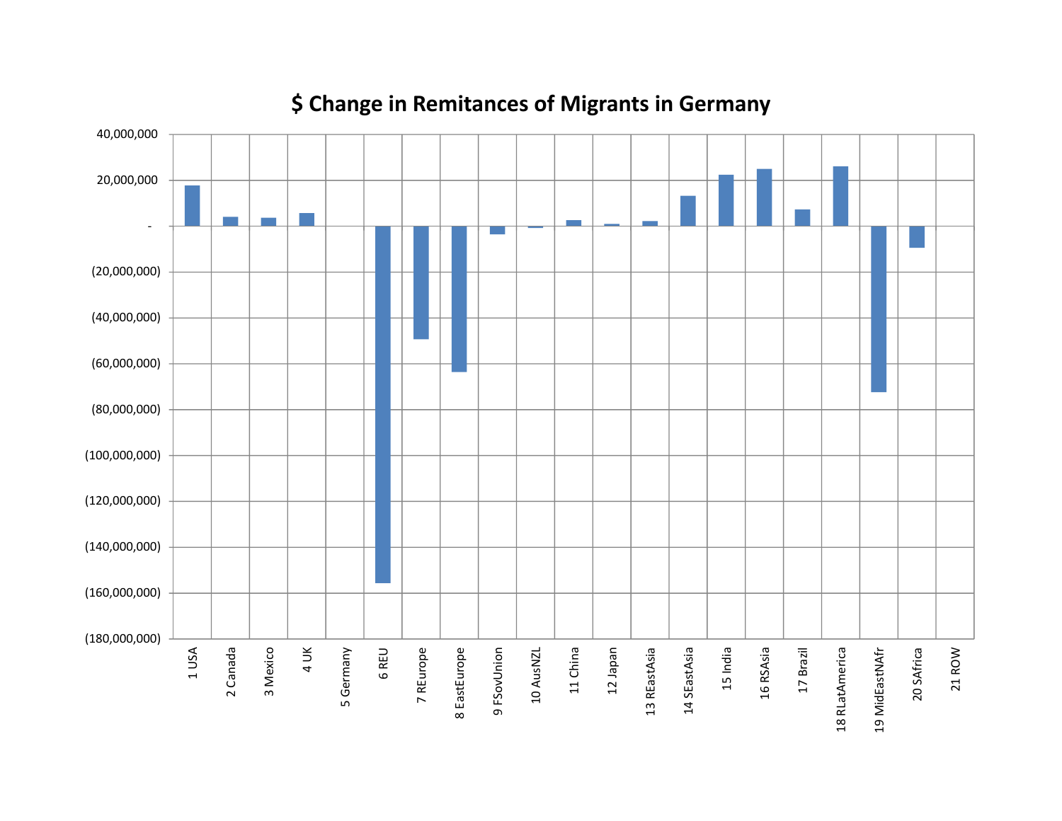# $ Change in Remitances of Migrants in Germany

| Region | $ Change |
|---|---|
| 1 USA | ~17,500,000 |
| 2 Canada | ~4,000,000 |
| 3 Mexico | ~3,500,000 |
| 4 UK | ~5,500,000 |
| 5 Germany | 0 |
| 6 REU | ~(155,500,000) |
| 7 REurope | ~(49,500,000) |
| 8 EastEurope | ~(63,500,000) |
| 9 FSovUnion | ~(3,500,000) |
| 10 AusNZL | ~(1,000,000) |
| 11 China | ~2,500,000 |
| 12 Japan | ~1,000,000 |
| 13 REastAsia | ~2,000,000 |
| 14 SEastAsia | ~13,000,000 |
| 15 India | ~22,500,000 |
| 16 RSAsia | ~25,000,000 |
| 17 Brazil | ~7,000,000 |
| 18 RLatAmerica | ~26,000,000 |
| 19 MidEastNAfr | ~(72,500,000) |
| 20 SAfrica | ~(9,500,000) |
| 21 ROW | 0 |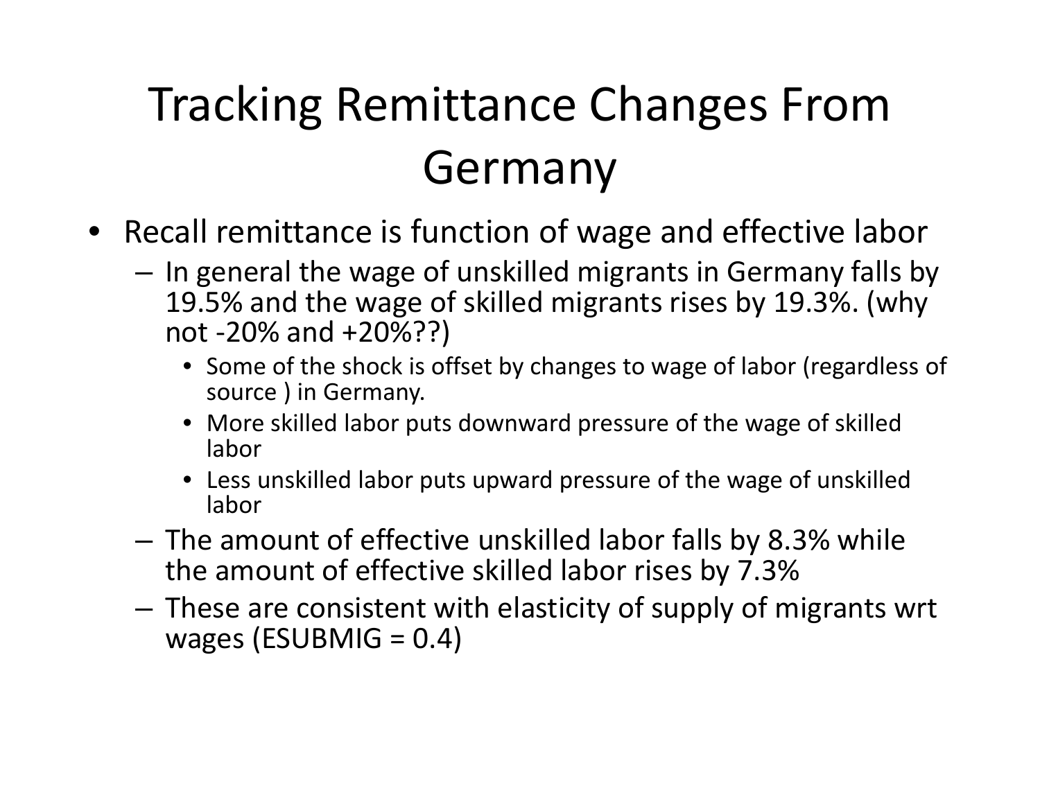# Tracking Remittance Changes From Germany

- Recall remittance is function of wage and effective labor
  - In general the wage of unskilled migrants in Germany falls by 19.5% and the wage of skilled migrants rises by 19.3%. (why not -20% and +20%??)
    - Some of the shock is offset by changes to wage of labor (regardless of source ) in Germany.
    - More skilled labor puts downward pressure of the wage of skilled labor
    - Less unskilled labor puts upward pressure of the wage of unskilled labor
  - The amount of effective unskilled labor falls by 8.3% while the amount of effective skilled labor rises by 7.3%
  - These are consistent with elasticity of supply of migrants wrt wages (ESUBMIG = 0.4)